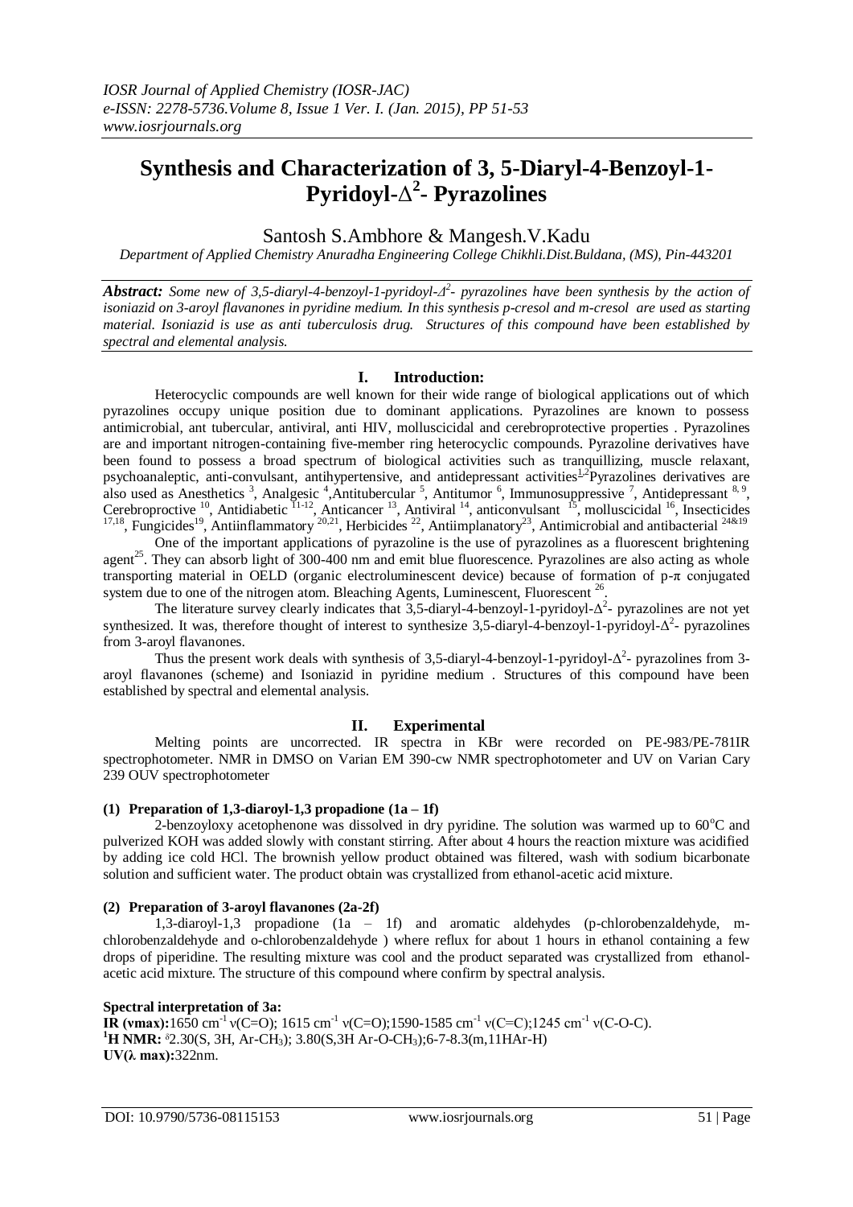# Synthesis and Characterization of 3, 5-Diaryl-4-Benzoyl-1-Pyridoyl-$\Delta^2$- Pyrazolines

Santosh S.Ambhore & Mangesh.V.Kadu

*Department of Applied Chemistry Anuradha Engineering College Chikhli.Dist.Buldana, (MS), Pin-443201*

***Abstract:** Some new of 3,5-diaryl-4-benzoyl-1-pyridoyl-$\Delta^2$- pyrazolines have been synthesis by the action of isoniazid on 3-aroyl flavanones in pyridine medium. In this synthesis p-cresol and m-cresol are used as starting material. Isoniazid is use as anti tuberculosis drug. Structures of this compound have been established by spectral and elemental analysis.*

## I. Introduction:

Heterocyclic compounds are well known for their wide range of biological applications out of which pyrazolines occupy unique position due to dominant applications. Pyrazolines are known to possess antimicrobial, ant tubercular, antiviral, anti HIV, molluscicidal and cerebroprotective properties . Pyrazolines are and important nitrogen-containing five-member ring heterocyclic compounds. Pyrazoline derivatives have been found to possess a broad spectrum of biological activities such as tranquillizing, muscle relaxant, psychoanaleptic, anti-convulsant, antihypertensive, and antidepressant activities[1,2]Pyrazolines derivatives are also used as Anesthetics [3], Analgesic [4],Antitubercular [5], Antitumor [6], Immunosuppressive [7], Antidepressant [8, 9], Cerebroproctive [10], Antidiabetic [11-12], Anticancer [13], Antiviral [14], anticonvulsant [15], molluscidal [16], Insecticides [17,18], Fungicides[19], Antiinflammatory [20,21], Herbicides [22], Antiimplanatory[23], Antimicrobial and antibacterial [24&19]

One of the important applications of pyrazoline is the use of pyrazolines as a fluorescent brightening agent[25]. They can absorb light of 300-400 nm and emit blue fluorescence. Pyrazolines are also acting as whole transporting material in OELD (organic electroluminescent device) because of formation of p-π conjugated system due to one of the nitrogen atom. Bleaching Agents, Luminescent, Fluorescent [26].

The literature survey clearly indicates that 3,5-diaryl-4-benzoyl-1-pyridoyl-$\Delta^2$- pyrazolines are not yet synthesized. It was, therefore thought of interest to synthesize 3,5-diaryl-4-benzoyl-1-pyridoyl-$\Delta^2$- pyrazolines from 3-aroyl flavanones.

Thus the present work deals with synthesis of 3,5-diaryl-4-benzoyl-1-pyridoyl-$\Delta^2$- pyrazolines from 3-aroyl flavanones (scheme) and Isoniazid in pyridine medium . Structures of this compound have been established by spectral and elemental analysis.

## II. Experimental

Melting points are uncorrected. IR spectra in KBr were recorded on PE-983/PE-781IR spectrophotometer. NMR in DMSO on Varian EM 390-cw NMR spectrophotometer and UV on Varian Cary 239 OUV spectrophotometer

### (1) Preparation of 1,3-diaroyl-1,3 propadione (1a – 1f)

2-benzoyloxy acetophenone was dissolved in dry pyridine. The solution was warmed up to 60°C and pulverized KOH was added slowly with constant stirring. After about 4 hours the reaction mixture was acidified by adding ice cold HCl. The brownish yellow product obtained was filtered, wash with sodium bicarbonate solution and sufficient water. The product obtain was crystallized from ethanol-acetic acid mixture.

### (2) Preparation of 3-aroyl flavanones (2a-2f)

1,3-diaroyl-1,3 propadione (1a – 1f) and aromatic aldehydes (p-chlorobenzaldehyde, m-chlorobenzaldehyde and o-chlorobenzaldehyde ) where reflux for about 1 hours in ethanol containing a few drops of piperidine. The resulting mixture was cool and the product separated was crystallized from ethanol-acetic acid mixture. The structure of this compound where confirm by spectral analysis.

**Spectral interpretation of 3a:**

**IR (νmax):**1650 $cm^{-1}$ ν(C=O); 1615 $cm^{-1}$ ν(C=O);1590-1585 $cm^{-1}$ ν(C=C);1245 $cm^{-1}$ ν(C-O-C).

**$^1$H NMR:** δ2.30(S, 3H, Ar-$CH_3$); 3.80(S,3H Ar-O-$CH_3$);6-7-8.3(m,11HAr-H)

**UV(λ max):**322nm.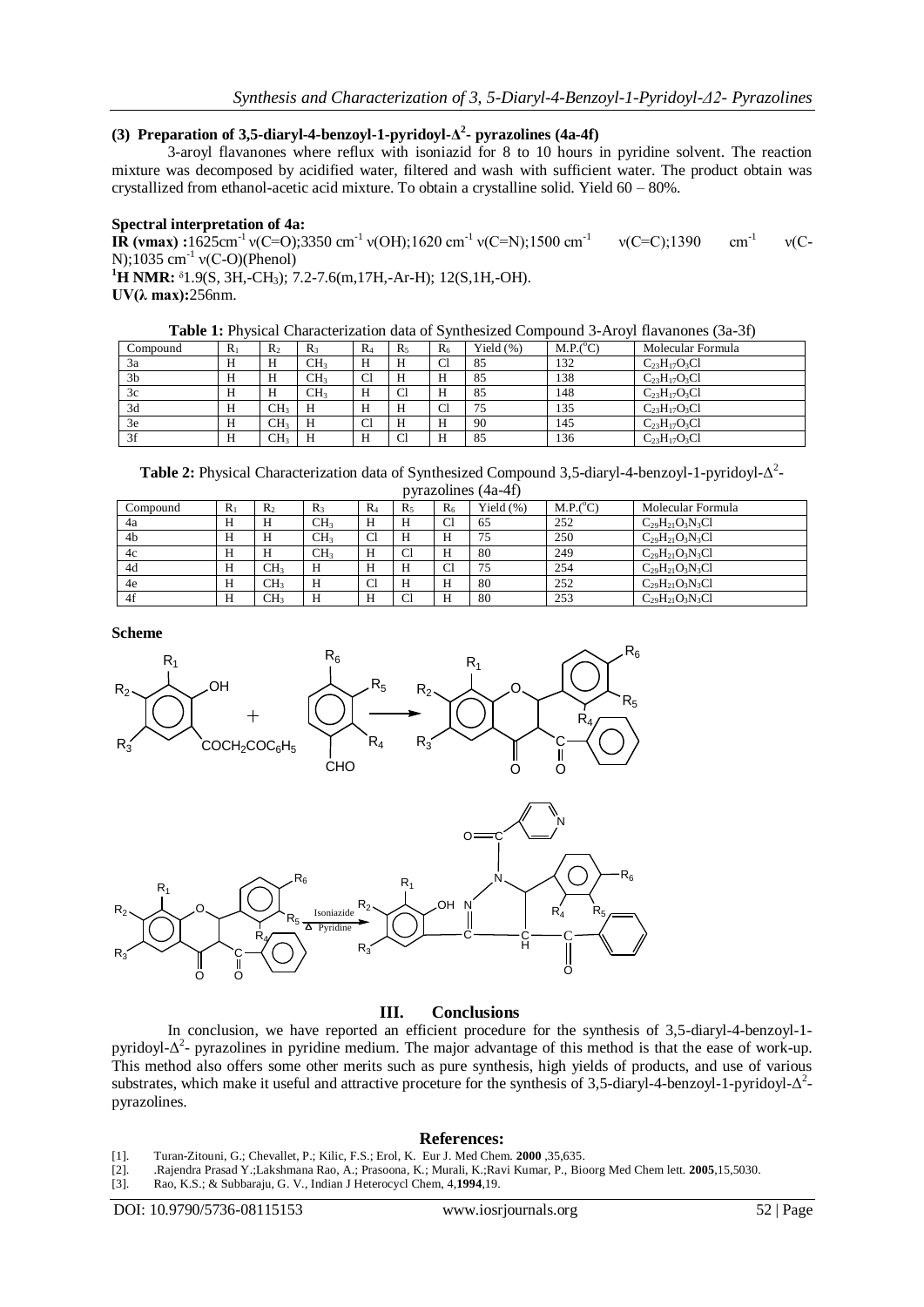### (3) Preparation of 3,5-diaryl-4-benzoyl-1-pyridoyl-$\Delta^2$- pyrazolines (4a-4f)

3-aroyl flavanones where reflux with isoniazid for 8 to 10 hours in pyridine solvent. The reaction mixture was decomposed by acidified water, filtered and wash with sufficient water. The product obtain was crystallized from ethanol-acetic acid mixture. To obtain a crystalline solid. Yield 60 – 80%.

**Spectral interpretation of 4a:**

**IR (νmax) :**1625cm$^{-1}$ ν(C=O);3350 cm$^{-1}$ ν(OH);1620 cm$^{-1}$ ν(C=N);1500 cm$^{-1}$ ν(C=C);1390 cm$^{-1}$ ν(C-N);1035 cm$^{-1}$ ν(C-O)(Phenol)

**$^1$H NMR:** δ1.9(S, 3H,-$CH_3$); 7.2-7.6(m,17H,-Ar-H); 12(S,1H,-OH).

**UV(λ max):**256nm.

**Table 1:** Physical Characterization data of Synthesized Compound 3-Aroyl flavanones (3a-3f)

| Compound | $R_1$ | $R_2$ | $R_3$ | $R_4$ | $R_5$ | $R_6$ | Yield (%) | M.P.($^o$C) | Molecular Formula |
|---|---|---|---|---|---|---|---|---|---|
| 3a | H | H | $CH_3$ | H | H | Cl | 85 | 132 | $C_{23}H_{17}O_3Cl$ |
| 3b | H | H | $CH_3$ | Cl | H | H | 85 | 138 | $C_{23}H_{17}O_3Cl$ |
| 3c | H | H | $CH_3$ | H | Cl | H | 85 | 148 | $C_{23}H_{17}O_3Cl$ |
| 3d | H | $CH_3$ | H | H | H | Cl | 75 | 135 | $C_{23}H_{17}O_3Cl$ |
| 3e | H | $CH_3$ | H | Cl | H | H | 90 | 145 | $C_{23}H_{17}O_3Cl$ |
| 3f | H | $CH_3$ | H | H | Cl | H | 85 | 136 | $C_{23}H_{17}O_3Cl$ |

**Table 2:** Physical Characterization data of Synthesized Compound 3,5-diaryl-4-benzoyl-1-pyridoyl-$\Delta^2$-pyrazolines (4a-4f)

| Compound | $R_1$ | $R_2$ | $R_3$ | $R_4$ | $R_5$ | $R_6$ | Yield (%) | M.P.($^o$C) | Molecular Formula |
|---|---|---|---|---|---|---|---|---|---|
| 4a | H | H | $CH_3$ | H | H | Cl | 65 | 252 | $C_{29}H_{21}O_3N_3Cl$ |
| 4b | H | H | $CH_3$ | Cl | H | H | 75 | 250 | $C_{29}H_{21}O_3N_3Cl$ |
| 4c | H | H | $CH_3$ | H | Cl | H | 80 | 249 | $C_{29}H_{21}O_3N_3Cl$ |
| 4d | H | $CH_3$ | H | H | H | Cl | 75 | 254 | $C_{29}H_{21}O_3N_3Cl$ |
| 4e | H | $CH_3$ | H | Cl | H | H | 80 | 252 | $C_{29}H_{21}O_3N_3Cl$ |
| 4f | H | $CH_3$ | H | H | Cl | H | 80 | 253 | $C_{29}H_{21}O_3N_3Cl$ |

**Scheme**

## III. Conclusions

In conclusion, we have reported an efficient procedure for the synthesis of 3,5-diaryl-4-benzoyl-1-pyridoyl-$\Delta^2$- pyrazolines in pyridine medium. The major advantage of this method is that the ease of work-up. This method also offers some other merits such as pure synthesis, high yields of products, and use of various substrates, which make it useful and attractive proceture for the synthesis of 3,5-diaryl-4-benzoyl-1-pyridoyl-$\Delta^2$-pyrazolines.

## References:

[1]. Turan-Zitouni, G.; Chevallet, P.; Kilic, F.S.; Erol, K. Eur J. Med Chem. **2000** ,35,635.

[2]. .Rajendra Prasad Y.;Lakshmana Rao, A.; Prasoona, K.; Murali, K.;Ravi Kumar, P., Bioorg Med Chem lett. **2005**,15,5030.

[3]. Rao, K.S.; & Subbaraju, G. V., Indian J Heterocycl Chem, 4,**1994**,19.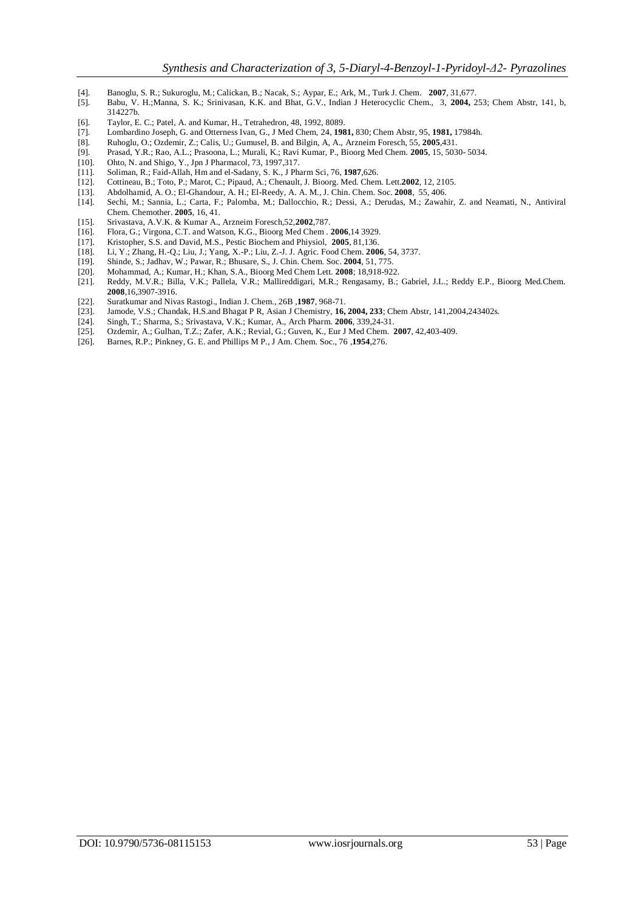[4]. Banoglu, S. R.; Sukuroglu, M.; Calickan, B.; Nacak, S.; Aypar, E.; Ark, M., Turk J. Chem. **2007**, 31,677.

[5]. Babu, V. H.;Manna, S. K.; Srinivasan, K.K. and Bhat, G.V., Indian J Heterocyclic Chem., 3, **2004,** 253; Chem Abstr, 141, b, 314227b.

[6]. Taylor, E. C.; Patel, A. and Kumar, H., Tetrahedron, 48, 1992, 8089.

[7]. Lombardino Joseph, G. and Otterness Ivan, G., J Med Chem, 24, **1981,** 830; Chem Abstr, 95, **1981,** 17984h.

[8]. Ruhoglu, O.; Ozdemir, Z.; Calis, U.; Gumusel, B. and Bilgin, A, A., Arzneim Foresch, 55, **2005**,431.

[9]. Prasad, Y.R.; Rao, A.L.; Prasoona, L.; Murali, K.; Ravi Kumar, P., Bioorg Med Chem. **2005**, 15, 5030- 5034.

[10]. Ohto, N. and Shigo, Y., Jpn J Pharmacol, 73, 1997,317.

[11]. Soliman, R.; Faid-Allah, Hm and el-Sadany, S. K., J Pharm Sci, 76, **1987**,626.

[12]. Cottineau, B.; Toto, P.; Marot, C.; Pipaud, A.; Chenault, J. Bioorg. Med. Chem. Lett.**2002**, 12, 2105.

[13]. Abdolhamid, A. O.; El-Ghandour, A. H.; El-Reedy, A. A. M., J. Chin. Chem. Soc. **2008**, 55, 406.

[14]. Sechi, M.; Sannia, L.; Carta, F.; Palomba, M.; Dallocchio, R.; Dessi, A.; Derudas, M.; Zawahir, Z. and Neamati, N., Antiviral Chem. Chemother. **2005**, 16, 41.

[15]. Srivastava, A.V.K. & Kumar A., Arzneim Foresch,52,**2002**,787.

[16]. Flora, G.; Virgona, C.T. and Watson, K.G., Bioorg Med Chem . **2006**,14 3929.

[17]. Kristopher, S.S. and David, M.S., Pestic Biochem and Phiysiol, **2005**, 81,136.

[18]. Li, Y.; Zhang, H.-Q.; Liu, J.; Yang, X.-P.; Liu, Z.-J. J. Agric. Food Chem. **2006**, 54, 3737.

[19]. Shinde, S.; Jadhav, W.; Pawar, R.; Bhusare, S., J. Chin. Chem. Soc. **2004**, 51, 775.

[20]. Mohammad, A.; Kumar, H.; Khan, S.A., Bioorg Med Chem Lett. **2008**; 18,918-922.

[21]. Reddy, M.V.R.; Billa, V.K.; Pallela, V.R.; Mallireddigari, M.R.; Rengasamy, B.; Gabriel, J.L.; Reddy E.P., Bioorg Med.Chem. **2008**,16,3907-3916.

[22]. Suratkumar and Nivas Rastogi., Indian J. Chem., 26B ,**1987**, 968-71.

[23]. Jamode, V.S.; Chandak, H.S.and Bhagat P R, Asian J Chemistry, **16, 2004, 233**; Chem Abstr, 141,2004,243402s.

[24]. Singh, T.; Sharma, S.; Srivastava, V.K.; Kumar, A., Arch Pharm. **2006**, 339,24-31.

[25]. Ozdemir, A.; Gulhan, T.Z.; Zafer, A.K.; Revial, G.; Guven, K., Eur J Med Chem. **2007**, 42,403-409.

[26]. Barnes, R.P.; Pinkney, G. E. and Phillips M P., J Am. Chem. Soc., 76 ,**1954**,276.